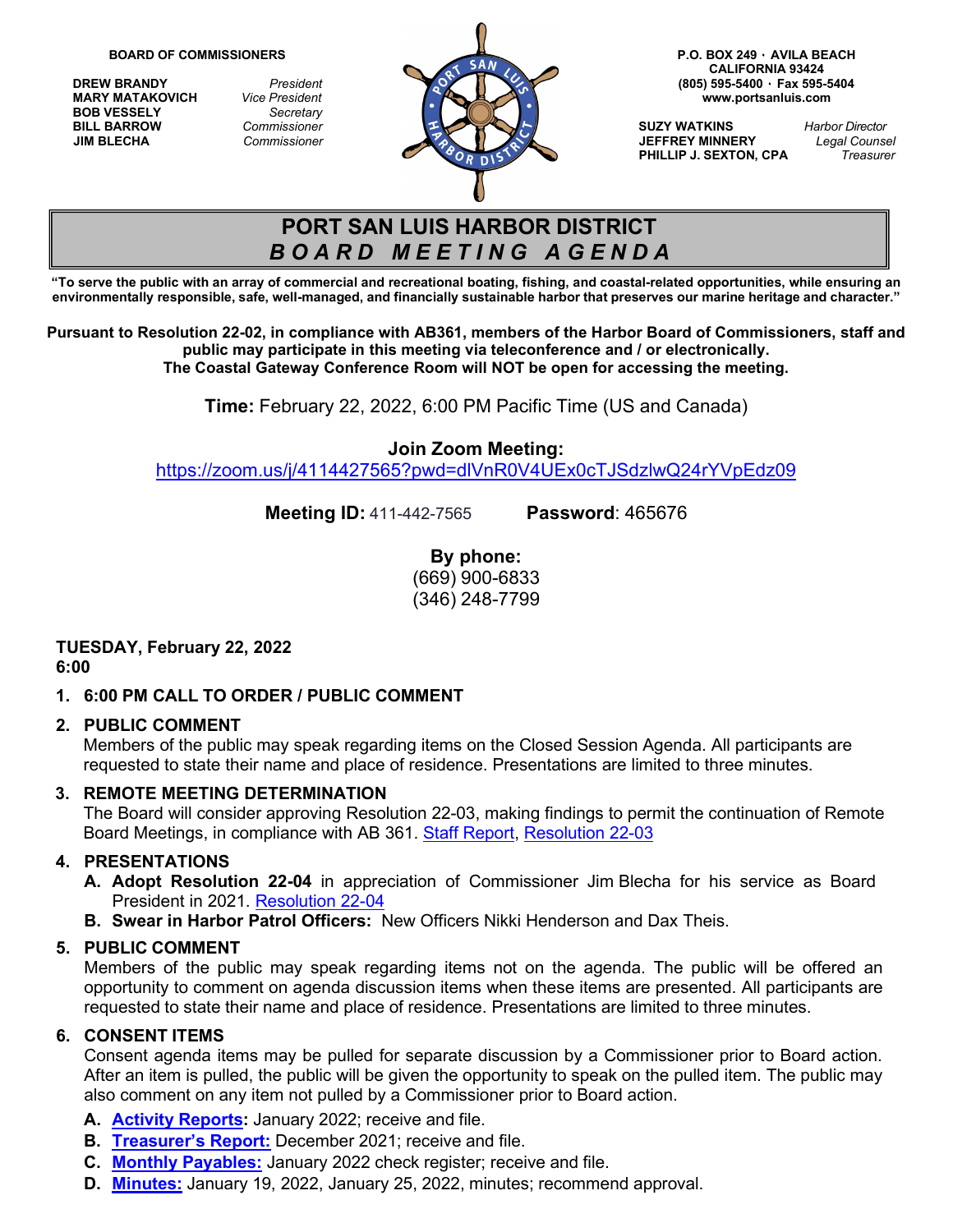**BOARD OF COMMISSIONERS**

**DREW BRANDY** *President*
**MARY MATAKOVICH** *Vice President*
**BOB VESSELY** *Secretary*
**BILL BARROW** *Commissioner*
**JIM BLECHA** *Commissioner*

**P.O. BOX 249 · AVILA BEACH**
**CALIFORNIA 93424**
**(805) 595-5400 · Fax 595-5404**
**www.portsanluis.com**

**SUZY WATKINS** *Harbor Director*
**JEFFREY MINNERY** *Legal Counsel*
**PHILLIP J. SEXTON, CPA** *Treasurer*

# PORT SAN LUIS HARBOR DISTRICT
## *BOARD MEETING AGENDA*

**"To serve the public with an array of commercial and recreational boating, fishing, and coastal-related opportunities, while ensuring an environmentally responsible, safe, well-managed, and financially sustainable harbor that preserves our marine heritage and character."**

**Pursuant to Resolution 22-02, in compliance with AB361, members of the Harbor Board of Commissioners, staff and public may participate in this meeting via teleconference and / or electronically. The Coastal Gateway Conference Room will NOT be open for accessing the meeting.**

**Time:** February 22, 2022, 6:00 PM Pacific Time (US and Canada)

**Join Zoom Meeting:**
https://zoom.us/j/4114427565?pwd=dlVnR0V4UEx0cTJSdzlwQ24rYVpEdz09

**Meeting ID:** 411-442-7565 **Password**: 465676

**By phone:**
(669) 900-6833
(346) 248-7799

**TUESDAY, February 22, 2022**
**6:00**

1. **6:00 PM CALL TO ORDER / PUBLIC COMMENT**

2. **PUBLIC COMMENT**
   Members of the public may speak regarding items on the Closed Session Agenda. All participants are requested to state their name and place of residence. Presentations are limited to three minutes.

3. **REMOTE MEETING DETERMINATION**
   The Board will consider approving Resolution 22-03, making findings to permit the continuation of Remote Board Meetings, in compliance with AB 361. Staff Report, Resolution 22-03

4. **PRESENTATIONS**
   - **A. Adopt Resolution 22-04** in appreciation of Commissioner Jim Blecha for his service as Board President in 2021. Resolution 22-04
   - **B. Swear in Harbor Patrol Officers:** New Officers Nikki Henderson and Dax Theis.

5. **PUBLIC COMMENT**
   Members of the public may speak regarding items not on the agenda. The public will be offered an opportunity to comment on agenda discussion items when these items are presented. All participants are requested to state their name and place of residence. Presentations are limited to three minutes.

6. **CONSENT ITEMS**
   Consent agenda items may be pulled for separate discussion by a Commissioner prior to Board action. After an item is pulled, the public will be given the opportunity to speak on the pulled item. The public may also comment on any item not pulled by a Commissioner prior to Board action.
   - **A. Activity Reports:** January 2022; receive and file.
   - **B. Treasurer's Report:** December 2021; receive and file.
   - **C. Monthly Payables:** January 2022 check register; receive and file.
   - **D. Minutes:** January 19, 2022, January 25, 2022, minutes; recommend approval.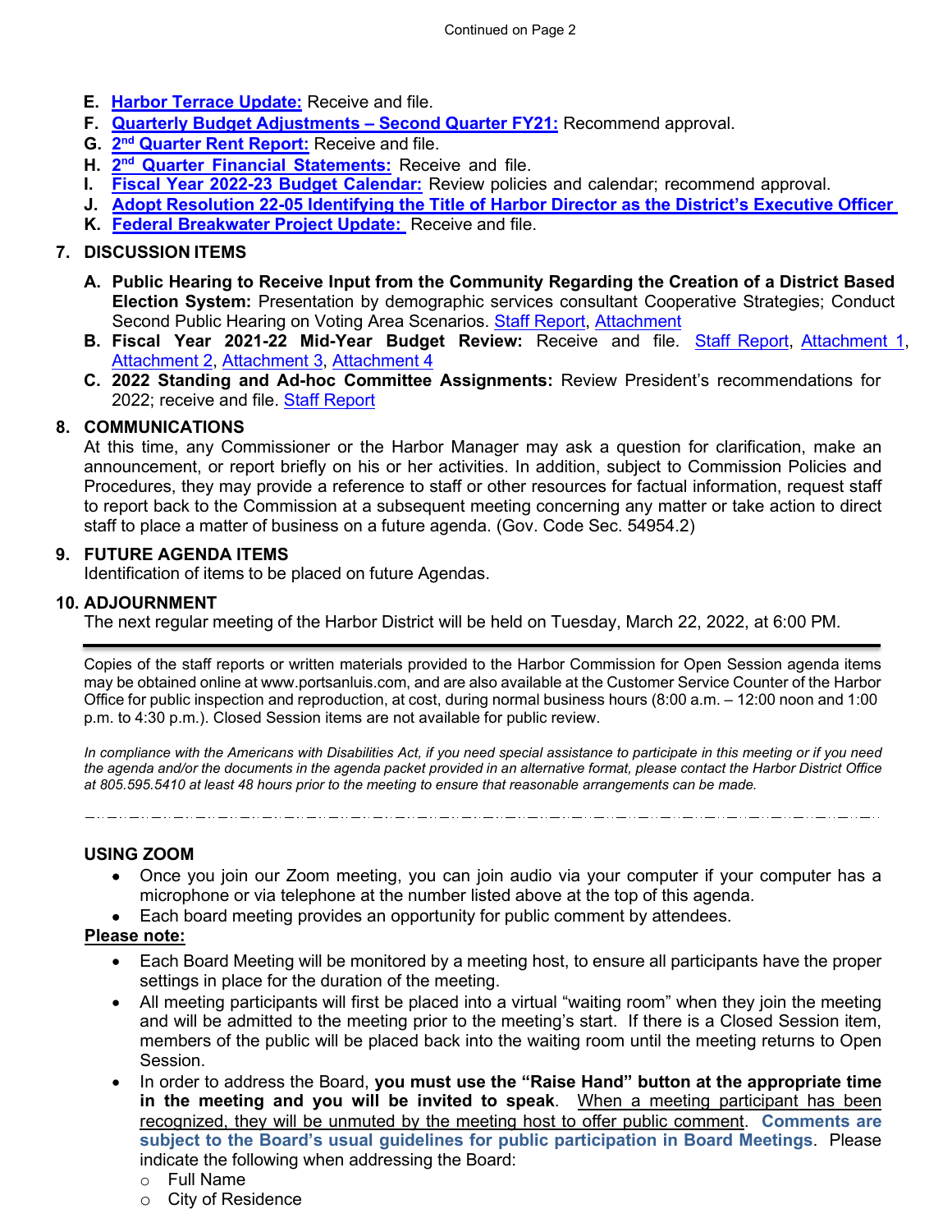Continued on Page 2

- **E. Harbor Terrace Update:** Receive and file.
- **F. Quarterly Budget Adjustments – Second Quarter FY21:** Recommend approval.
- **G. 2nd Quarter Rent Report:** Receive and file.
- **H. 2nd Quarter Financial Statements:** Receive and file.
- **I. Fiscal Year 2022-23 Budget Calendar:** Review policies and calendar; recommend approval.
- **J. Adopt Resolution 22-05 Identifying the Title of Harbor Director as the District's Executive Officer**
- **K. Federal Breakwater Project Update:** Receive and file.

## 7. DISCUSSION ITEMS

- **A. Public Hearing to Receive Input from the Community Regarding the Creation of a District Based Election System:** Presentation by demographic services consultant Cooperative Strategies; Conduct Second Public Hearing on Voting Area Scenarios. Staff Report, Attachment
- **B. Fiscal Year 2021-22 Mid-Year Budget Review:** Receive and file. Staff Report, Attachment 1, Attachment 2, Attachment 3, Attachment 4
- **C. 2022 Standing and Ad-hoc Committee Assignments:** Review President's recommendations for 2022; receive and file. Staff Report

## 8. COMMUNICATIONS

At this time, any Commissioner or the Harbor Manager may ask a question for clarification, make an announcement, or report briefly on his or her activities. In addition, subject to Commission Policies and Procedures, they may provide a reference to staff or other resources for factual information, request staff to report back to the Commission at a subsequent meeting concerning any matter or take action to direct staff to place a matter of business on a future agenda. (Gov. Code Sec. 54954.2)

## 9. FUTURE AGENDA ITEMS

Identification of items to be placed on future Agendas.

## 10. ADJOURNMENT

The next regular meeting of the Harbor District will be held on Tuesday, March 22, 2022, at 6:00 PM.

---

Copies of the staff reports or written materials provided to the Harbor Commission for Open Session agenda items may be obtained online at www.portsanluis.com, and are also available at the Customer Service Counter of the Harbor Office for public inspection and reproduction, at cost, during normal business hours (8:00 a.m. – 12:00 noon and 1:00 p.m. to 4:30 p.m.). Closed Session items are not available for public review.

*In compliance with the Americans with Disabilities Act, if you need special assistance to participate in this meeting or if you need the agenda and/or the documents in the agenda packet provided in an alternative format, please contact the Harbor District Office at 805.595.5410 at least 48 hours prior to the meeting to ensure that reasonable arrangements can be made.*

---

### USING ZOOM

- Once you join our Zoom meeting, you can join audio via your computer if your computer has a microphone or via telephone at the number listed above at the top of this agenda.
- Each board meeting provides an opportunity for public comment by attendees.

**Please note:**

- Each Board Meeting will be monitored by a meeting host, to ensure all participants have the proper settings in place for the duration of the meeting.
- All meeting participants will first be placed into a virtual "waiting room" when they join the meeting and will be admitted to the meeting prior to the meeting's start. If there is a Closed Session item, members of the public will be placed back into the waiting room until the meeting returns to Open Session.
- In order to address the Board, **you must use the "Raise Hand" button at the appropriate time in the meeting and you will be invited to speak**. When a meeting participant has been recognized, they will be unmuted by the meeting host to offer public comment. **Comments are subject to the Board's usual guidelines for public participation in Board Meetings**. Please indicate the following when addressing the Board:
  - Full Name
  - City of Residence